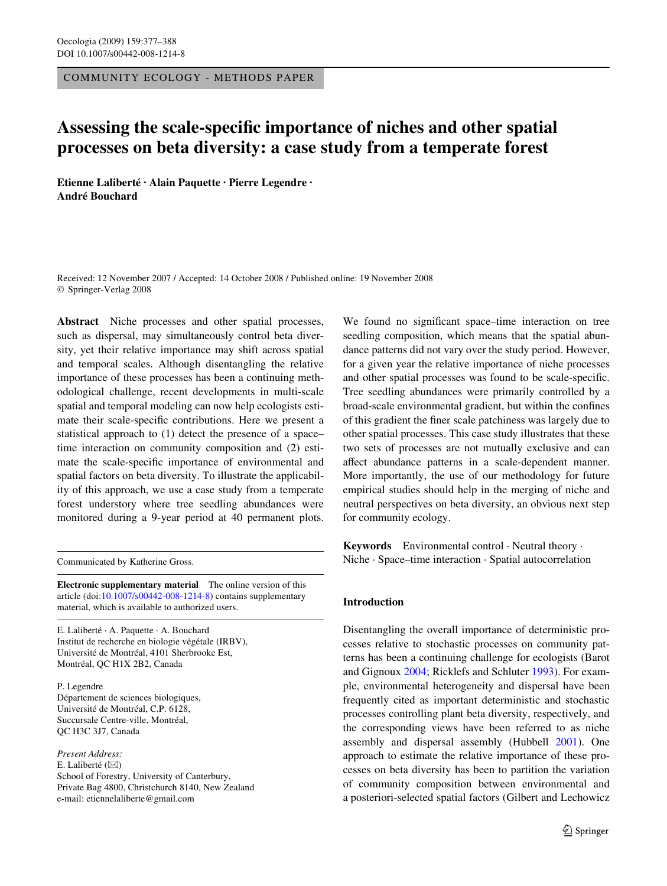COMMUNITY ECOLOGY - METHODS PAPER

# Assessing the scale-specific importance of niches and other spatial processes on beta diversity: a case study from a temperate forest

**Etienne Laliberté · Alain Paquette · Pierre Legendre · André Bouchard**

Received: 12 November 2007 / Accepted: 14 October 2008 / Published online: 19 November 2008
© Springer-Verlag 2008

**Abstract** Niche processes and other spatial processes, such as dispersal, may simultaneously control beta diversity, yet their relative importance may shift across spatial and temporal scales. Although disentangling the relative importance of these processes has been a continuing methodological challenge, recent developments in multi-scale spatial and temporal modeling can now help ecologists estimate their scale-specific contributions. Here we present a statistical approach to (1) detect the presence of a space–time interaction on community composition and (2) estimate the scale-specific importance of environmental and spatial factors on beta diversity. To illustrate the applicability of this approach, we use a case study from a temperate forest understory where tree seedling abundances were monitored during a 9-year period at 40 permanent plots. We found no significant space–time interaction on tree seedling composition, which means that the spatial abundance patterns did not vary over the study period. However, for a given year the relative importance of niche processes and other spatial processes was found to be scale-specific. Tree seedling abundances were primarily controlled by a broad-scale environmental gradient, but within the confines of this gradient the finer scale patchiness was largely due to other spatial processes. This case study illustrates that these two sets of processes are not mutually exclusive and can affect abundance patterns in a scale-dependent manner. More importantly, the use of our methodology for future empirical studies should help in the merging of niche and neutral perspectives on beta diversity, an obvious next step for community ecology.

**Keywords** Environmental control · Neutral theory · Niche · Space–time interaction · Spatial autocorrelation

Communicated by Katherine Gross.

**Electronic supplementary material** The online version of this article (doi:10.1007/s00442-008-1214-8) contains supplementary material, which is available to authorized users.

E. Laliberté · A. Paquette · A. Bouchard
Institut de recherche en biologie végétale (IRBV),
Université de Montréal, 4101 Sherbrooke Est,
Montréal, QC H1X 2B2, Canada

P. Legendre
Département de sciences biologiques,
Université de Montréal, C.P. 6128,
Succursale Centre-ville, Montréal,
QC H3C 3J7, Canada

*Present Address:*
E. Laliberté (✉)
School of Forestry, University of Canterbury,
Private Bag 4800, Christchurch 8140, New Zealand
e-mail: etiennelaliberte@gmail.com

## Introduction

Disentangling the overall importance of deterministic processes relative to stochastic processes on community patterns has been a continuing challenge for ecologists (Barot and Gignoux 2004; Ricklefs and Schluter 1993). For example, environmental heterogeneity and dispersal have been frequently cited as important deterministic and stochastic processes controlling plant beta diversity, respectively, and the corresponding views have been referred to as niche assembly and dispersal assembly (Hubbell 2001). One approach to estimate the relative importance of these processes on beta diversity has been to partition the variation of community composition between environmental and a posteriori-selected spatial factors (Gilbert and Lechowicz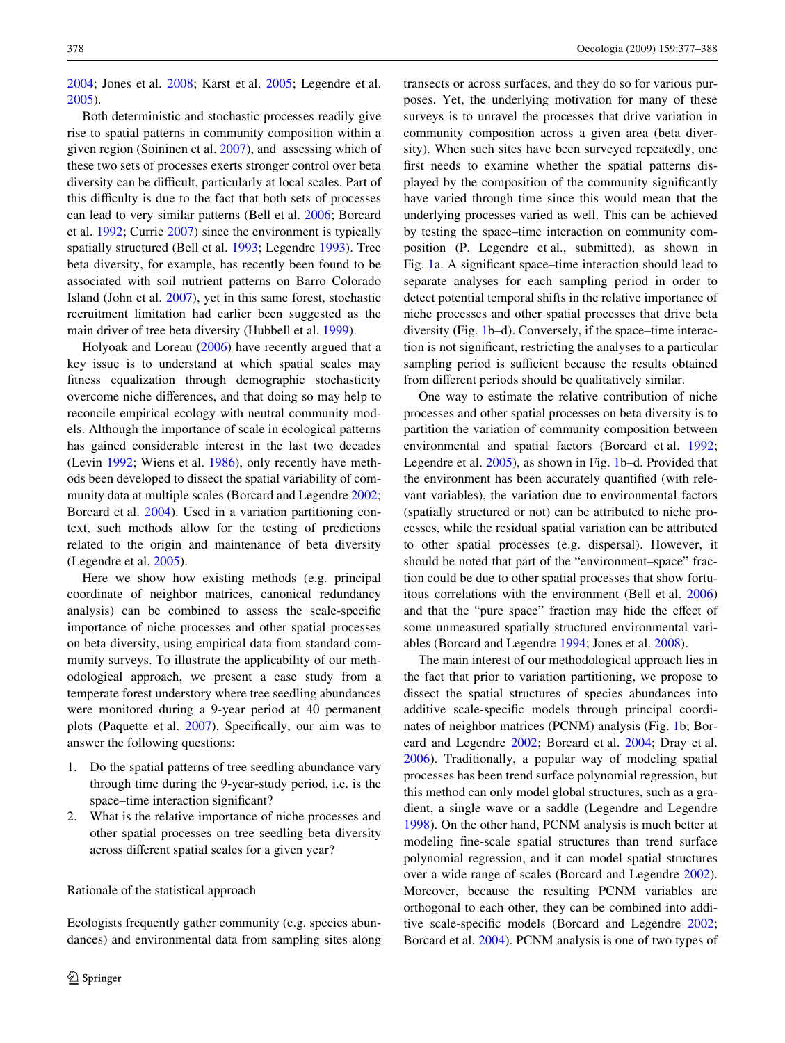2004; Jones et al. 2008; Karst et al. 2005; Legendre et al. 2005).

Both deterministic and stochastic processes readily give rise to spatial patterns in community composition within a given region (Soininen et al. 2007), and assessing which of these two sets of processes exerts stronger control over beta diversity can be difficult, particularly at local scales. Part of this difficulty is due to the fact that both sets of processes can lead to very similar patterns (Bell et al. 2006; Borcard et al. 1992; Currie 2007) since the environment is typically spatially structured (Bell et al. 1993; Legendre 1993). Tree beta diversity, for example, has recently been found to be associated with soil nutrient patterns on Barro Colorado Island (John et al. 2007), yet in this same forest, stochastic recruitment limitation had earlier been suggested as the main driver of tree beta diversity (Hubbell et al. 1999).

Holyoak and Loreau (2006) have recently argued that a key issue is to understand at which spatial scales may fitness equalization through demographic stochasticity overcome niche differences, and that doing so may help to reconcile empirical ecology with neutral community models. Although the importance of scale in ecological patterns has gained considerable interest in the last two decades (Levin 1992; Wiens et al. 1986), only recently have methods been developed to dissect the spatial variability of community data at multiple scales (Borcard and Legendre 2002; Borcard et al. 2004). Used in a variation partitioning context, such methods allow for the testing of predictions related to the origin and maintenance of beta diversity (Legendre et al. 2005).

Here we show how existing methods (e.g. principal coordinate of neighbor matrices, canonical redundancy analysis) can be combined to assess the scale-specific importance of niche processes and other spatial processes on beta diversity, using empirical data from standard community surveys. To illustrate the applicability of our methodological approach, we present a case study from a temperate forest understory where tree seedling abundances were monitored during a 9-year period at 40 permanent plots (Paquette et al. 2007). Specifically, our aim was to answer the following questions:

1. Do the spatial patterns of tree seedling abundance vary through time during the 9-year-study period, i.e. is the space–time interaction significant?
2. What is the relative importance of niche processes and other spatial processes on tree seedling beta diversity across different spatial scales for a given year?

## Rationale of the statistical approach

Ecologists frequently gather community (e.g. species abundances) and environmental data from sampling sites along transects or across surfaces, and they do so for various purposes. Yet, the underlying motivation for many of these surveys is to unravel the processes that drive variation in community composition across a given area (beta diversity). When such sites have been surveyed repeatedly, one first needs to examine whether the spatial patterns displayed by the composition of the community significantly have varied through time since this would mean that the underlying processes varied as well. This can be achieved by testing the space–time interaction on community composition (P. Legendre et al., submitted), as shown in Fig. 1a. A significant space–time interaction should lead to separate analyses for each sampling period in order to detect potential temporal shifts in the relative importance of niche processes and other spatial processes that drive beta diversity (Fig. 1b–d). Conversely, if the space–time interaction is not significant, restricting the analyses to a particular sampling period is sufficient because the results obtained from different periods should be qualitatively similar.

One way to estimate the relative contribution of niche processes and other spatial processes on beta diversity is to partition the variation of community composition between environmental and spatial factors (Borcard et al. 1992; Legendre et al. 2005), as shown in Fig. 1b–d. Provided that the environment has been accurately quantified (with relevant variables), the variation due to environmental factors (spatially structured or not) can be attributed to niche processes, while the residual spatial variation can be attributed to other spatial processes (e.g. dispersal). However, it should be noted that part of the "environment–space" fraction could be due to other spatial processes that show fortuitous correlations with the environment (Bell et al. 2006) and that the "pure space" fraction may hide the effect of some unmeasured spatially structured environmental variables (Borcard and Legendre 1994; Jones et al. 2008).

The main interest of our methodological approach lies in the fact that prior to variation partitioning, we propose to dissect the spatial structures of species abundances into additive scale-specific models through principal coordinates of neighbor matrices (PCNM) analysis (Fig. 1b; Borcard and Legendre 2002; Borcard et al. 2004; Dray et al. 2006). Traditionally, a popular way of modeling spatial processes has been trend surface polynomial regression, but this method can only model global structures, such as a gradient, a single wave or a saddle (Legendre and Legendre 1998). On the other hand, PCNM analysis is much better at modeling fine-scale spatial structures than trend surface polynomial regression, and it can model spatial structures over a wide range of scales (Borcard and Legendre 2002). Moreover, because the resulting PCNM variables are orthogonal to each other, they can be combined into additive scale-specific models (Borcard and Legendre 2002; Borcard et al. 2004). PCNM analysis is one of two types of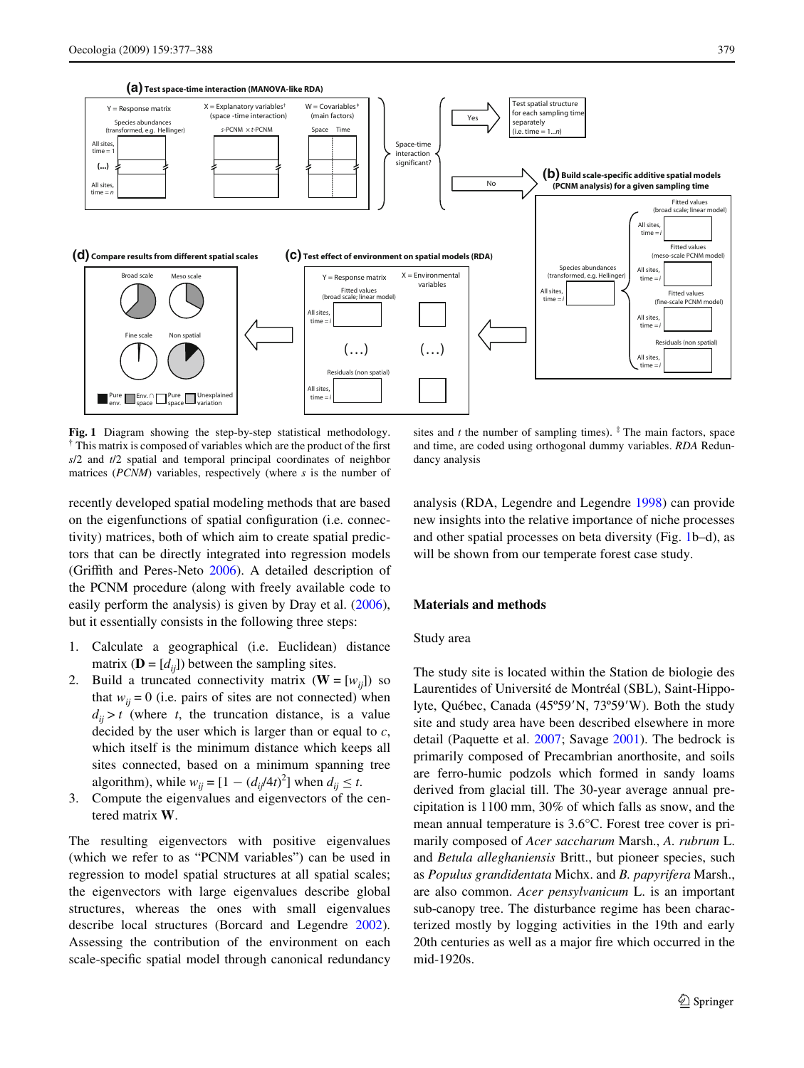**Fig. 1** Diagram showing the step-by-step statistical methodology. † This matrix is composed of variables which are the product of the first $s/2$ and $t/2$ spatial and temporal principal coordinates of neighbor matrices (*PCNM*) variables, respectively (where $s$ is the number of sites and $t$ the number of sampling times). ‡ The main factors, space and time, are coded using orthogonal dummy variables. *RDA* Redundancy analysis

recently developed spatial modeling methods that are based on the eigenfunctions of spatial configuration (i.e. connectivity) matrices, both of which aim to create spatial predictors that can be directly integrated into regression models (Griffith and Peres-Neto 2006). A detailed description of the PCNM procedure (along with freely available code to easily perform the analysis) is given by Dray et al. (2006), but it essentially consists in the following three steps:

1. Calculate a geographical (i.e. Euclidean) distance matrix ($\mathbf{D} = [d_{ij}]$) between the sampling sites.
2. Build a truncated connectivity matrix ($\mathbf{W} = [w_{ij}]$) so that $w_{ij} = 0$ (i.e. pairs of sites are not connected) when $d_{ij} > t$ (where $t$, the truncation distance, is a value decided by the user which is larger than or equal to $c$, which itself is the minimum distance which keeps all sites connected, based on a minimum spanning tree algorithm), while $w_{ij} = [1 - (d_{ij}/4t)^2]$ when $d_{ij} \leq t$.
3. Compute the eigenvalues and eigenvectors of the centered matrix $\mathbf{W}$.

The resulting eigenvectors with positive eigenvalues (which we refer to as "PCNM variables") can be used in regression to model spatial structures at all spatial scales; the eigenvectors with large eigenvalues describe global structures, whereas the ones with small eigenvalues describe local structures (Borcard and Legendre 2002). Assessing the contribution of the environment on each scale-specific spatial model through canonical redundancy analysis (RDA, Legendre and Legendre 1998) can provide new insights into the relative importance of niche processes and other spatial processes on beta diversity (Fig. 1b–d), as will be shown from our temperate forest case study.

## Materials and methods

### Study area

The study site is located within the Station de biologie des Laurentides of Université de Montréal (SBL), Saint-Hippolyte, Québec, Canada (45º59′N, 73º59′W). Both the study site and study area have been described elsewhere in more detail (Paquette et al. 2007; Savage 2001). The bedrock is primarily composed of Precambrian anorthosite, and soils are ferro-humic podzols which formed in sandy loams derived from glacial till. The 30-year average annual precipitation is 1100 mm, 30% of which falls as snow, and the mean annual temperature is 3.6°C. Forest tree cover is primarily composed of *Acer saccharum* Marsh., *A. rubrum* L. and *Betula alleghaniensis* Britt., but pioneer species, such as *Populus grandidentata* Michx. and *B. papyrifera* Marsh., are also common. *Acer pensylvanicum* L. is an important sub-canopy tree. The disturbance regime has been characterized mostly by logging activities in the 19th and early 20th centuries as well as a major fire which occurred in the mid-1920s.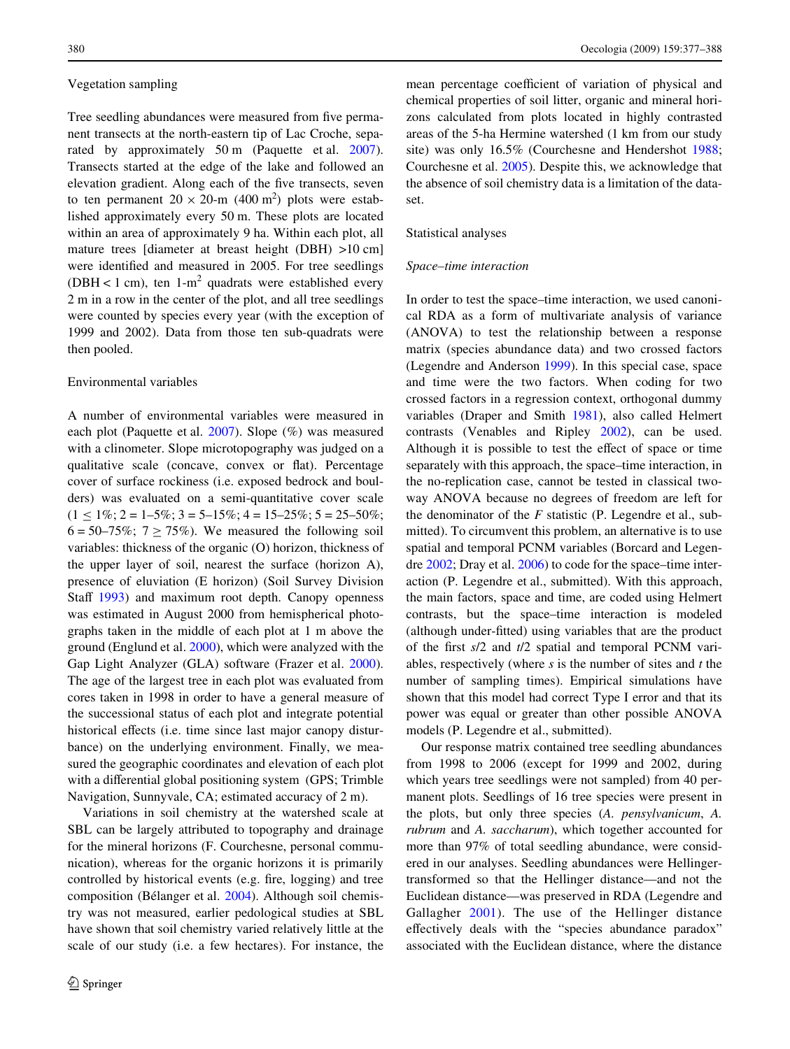### Vegetation sampling

Tree seedling abundances were measured from five permanent transects at the north-eastern tip of Lac Croche, separated by approximately 50 m (Paquette et al. 2007). Transects started at the edge of the lake and followed an elevation gradient. Along each of the five transects, seven to ten permanent 20 × 20-m (400 $m^2$) plots were established approximately every 50 m. These plots are located within an area of approximately 9 ha. Within each plot, all mature trees [diameter at breast height (DBH) >10 cm] were identified and measured in 2005. For tree seedlings (DBH < 1 cm), ten 1-$m^2$ quadrats were established every 2 m in a row in the center of the plot, and all tree seedlings were counted by species every year (with the exception of 1999 and 2002). Data from those ten sub-quadrats were then pooled.

### Environmental variables

A number of environmental variables were measured in each plot (Paquette et al. 2007). Slope (%) was measured with a clinometer. Slope microtopography was judged on a qualitative scale (concave, convex or flat). Percentage cover of surface rockiness (i.e. exposed bedrock and boulders) was evaluated on a semi-quantitative cover scale (1 ≤ 1%; 2 = 1–5%; 3 = 5–15%; 4 = 15–25%; 5 = 25–50%; 6 = 50–75%; 7 ≥ 75%). We measured the following soil variables: thickness of the organic (O) horizon, thickness of the upper layer of soil, nearest the surface (horizon A), presence of eluviation (E horizon) (Soil Survey Division Staff 1993) and maximum root depth. Canopy openness was estimated in August 2000 from hemispherical photographs taken in the middle of each plot at 1 m above the ground (Englund et al. 2000), which were analyzed with the Gap Light Analyzer (GLA) software (Frazer et al. 2000). The age of the largest tree in each plot was evaluated from cores taken in 1998 in order to have a general measure of the successional status of each plot and integrate potential historical effects (i.e. time since last major canopy disturbance) on the underlying environment. Finally, we measured the geographic coordinates and elevation of each plot with a differential global positioning system (GPS; Trimble Navigation, Sunnyvale, CA; estimated accuracy of 2 m).

Variations in soil chemistry at the watershed scale at SBL can be largely attributed to topography and drainage for the mineral horizons (F. Courchesne, personal communication), whereas for the organic horizons it is primarily controlled by historical events (e.g. fire, logging) and tree composition (Bélanger et al. 2004). Although soil chemistry was not measured, earlier pedological studies at SBL have shown that soil chemistry varied relatively little at the scale of our study (i.e. a few hectares). For instance, the mean percentage coefficient of variation of physical and chemical properties of soil litter, organic and mineral horizons calculated from plots located in highly contrasted areas of the 5-ha Hermine watershed (1 km from our study site) was only 16.5% (Courchesne and Hendershot 1988; Courchesne et al. 2005). Despite this, we acknowledge that the absence of soil chemistry data is a limitation of the dataset.

### Statistical analyses

#### *Space–time interaction*

In order to test the space–time interaction, we used canonical RDA as a form of multivariate analysis of variance (ANOVA) to test the relationship between a response matrix (species abundance data) and two crossed factors (Legendre and Anderson 1999). In this special case, space and time were the two factors. When coding for two crossed factors in a regression context, orthogonal dummy variables (Draper and Smith 1981), also called Helmert contrasts (Venables and Ripley 2002), can be used. Although it is possible to test the effect of space or time separately with this approach, the space–time interaction, in the no-replication case, cannot be tested in classical two-way ANOVA because no degrees of freedom are left for the denominator of the *F* statistic (P. Legendre et al., submitted). To circumvent this problem, an alternative is to use spatial and temporal PCNM variables (Borcard and Legendre 2002; Dray et al. 2006) to code for the space–time interaction (P. Legendre et al., submitted). With this approach, the main factors, space and time, are coded using Helmert contrasts, but the space–time interaction is modeled (although under-fitted) using variables that are the product of the first $s/2$ and $t/2$ spatial and temporal PCNM variables, respectively (where $s$ is the number of sites and $t$ the number of sampling times). Empirical simulations have shown that this model had correct Type I error and that its power was equal or greater than other possible ANOVA models (P. Legendre et al., submitted).

Our response matrix contained tree seedling abundances from 1998 to 2006 (except for 1999 and 2002, during which years tree seedlings were not sampled) from 40 permanent plots. Seedlings of 16 tree species were present in the plots, but only three species (*A. pensylvanicum*, *A. rubrum* and *A. saccharum*), which together accounted for more than 97% of total seedling abundance, were considered in our analyses. Seedling abundances were Hellinger-transformed so that the Hellinger distance—and not the Euclidean distance—was preserved in RDA (Legendre and Gallagher 2001). The use of the Hellinger distance effectively deals with the "species abundance paradox" associated with the Euclidean distance, where the distance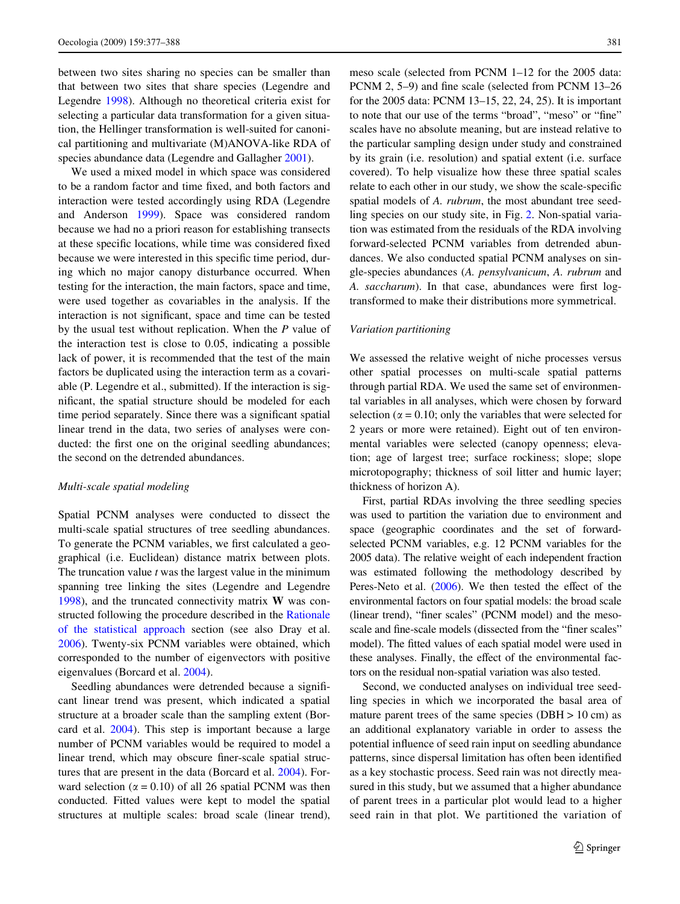between two sites sharing no species can be smaller than that between two sites that share species (Legendre and Legendre 1998). Although no theoretical criteria exist for selecting a particular data transformation for a given situation, the Hellinger transformation is well-suited for canonical partitioning and multivariate (M)ANOVA-like RDA of species abundance data (Legendre and Gallagher 2001).

We used a mixed model in which space was considered to be a random factor and time fixed, and both factors and interaction were tested accordingly using RDA (Legendre and Anderson 1999). Space was considered random because we had no a priori reason for establishing transects at these specific locations, while time was considered fixed because we were interested in this specific time period, during which no major canopy disturbance occurred. When testing for the interaction, the main factors, space and time, were used together as covariables in the analysis. If the interaction is not significant, space and time can be tested by the usual test without replication. When the *P* value of the interaction test is close to 0.05, indicating a possible lack of power, it is recommended that the test of the main factors be duplicated using the interaction term as a covariable (P. Legendre et al., submitted). If the interaction is significant, the spatial structure should be modeled for each time period separately. Since there was a significant spatial linear trend in the data, two series of analyses were conducted: the first one on the original seedling abundances; the second on the detrended abundances.

*Multi-scale spatial modeling*

Spatial PCNM analyses were conducted to dissect the multi-scale spatial structures of tree seedling abundances. To generate the PCNM variables, we first calculated a geographical (i.e. Euclidean) distance matrix between plots. The truncation value *t* was the largest value in the minimum spanning tree linking the sites (Legendre and Legendre 1998), and the truncated connectivity matrix **W** was constructed following the procedure described in the Rationale of the statistical approach section (see also Dray et al. 2006). Twenty-six PCNM variables were obtained, which corresponded to the number of eigenvectors with positive eigenvalues (Borcard et al. 2004).

Seedling abundances were detrended because a significant linear trend was present, which indicated a spatial structure at a broader scale than the sampling extent (Borcard et al. 2004). This step is important because a large number of PCNM variables would be required to model a linear trend, which may obscure finer-scale spatial structures that are present in the data (Borcard et al. 2004). Forward selection ($\alpha = 0.10$) of all 26 spatial PCNM was then conducted. Fitted values were kept to model the spatial structures at multiple scales: broad scale (linear trend), meso scale (selected from PCNM 1–12 for the 2005 data: PCNM 2, 5–9) and fine scale (selected from PCNM 13–26 for the 2005 data: PCNM 13–15, 22, 24, 25). It is important to note that our use of the terms "broad", "meso" or "fine" scales have no absolute meaning, but are instead relative to the particular sampling design under study and constrained by its grain (i.e. resolution) and spatial extent (i.e. surface covered). To help visualize how these three spatial scales relate to each other in our study, we show the scale-specific spatial models of *A. rubrum*, the most abundant tree seedling species on our study site, in Fig. 2. Non-spatial variation was estimated from the residuals of the RDA involving forward-selected PCNM variables from detrended abundances. We also conducted spatial PCNM analyses on single-species abundances (*A. pensylvanicum*, *A. rubrum* and *A. saccharum*). In that case, abundances were first log-transformed to make their distributions more symmetrical.

*Variation partitioning*

We assessed the relative weight of niche processes versus other spatial processes on multi-scale spatial patterns through partial RDA. We used the same set of environmental variables in all analyses, which were chosen by forward selection ($\alpha = 0.10$; only the variables that were selected for 2 years or more were retained). Eight out of ten environmental variables were selected (canopy openness; elevation; age of largest tree; surface rockiness; slope; slope microtopography; thickness of soil litter and humic layer; thickness of horizon A).

First, partial RDAs involving the three seedling species was used to partition the variation due to environment and space (geographic coordinates and the set of forward-selected PCNM variables, e.g. 12 PCNM variables for the 2005 data). The relative weight of each independent fraction was estimated following the methodology described by Peres-Neto et al. (2006). We then tested the effect of the environmental factors on four spatial models: the broad scale (linear trend), "finer scales" (PCNM model) and the meso-scale and fine-scale models (dissected from the "finer scales" model). The fitted values of each spatial model were used in these analyses. Finally, the effect of the environmental factors on the residual non-spatial variation was also tested.

Second, we conducted analyses on individual tree seedling species in which we incorporated the basal area of mature parent trees of the same species (DBH > 10 cm) as an additional explanatory variable in order to assess the potential influence of seed rain input on seedling abundance patterns, since dispersal limitation has often been identified as a key stochastic process. Seed rain was not directly measured in this study, but we assumed that a higher abundance of parent trees in a particular plot would lead to a higher seed rain in that plot. We partitioned the variation of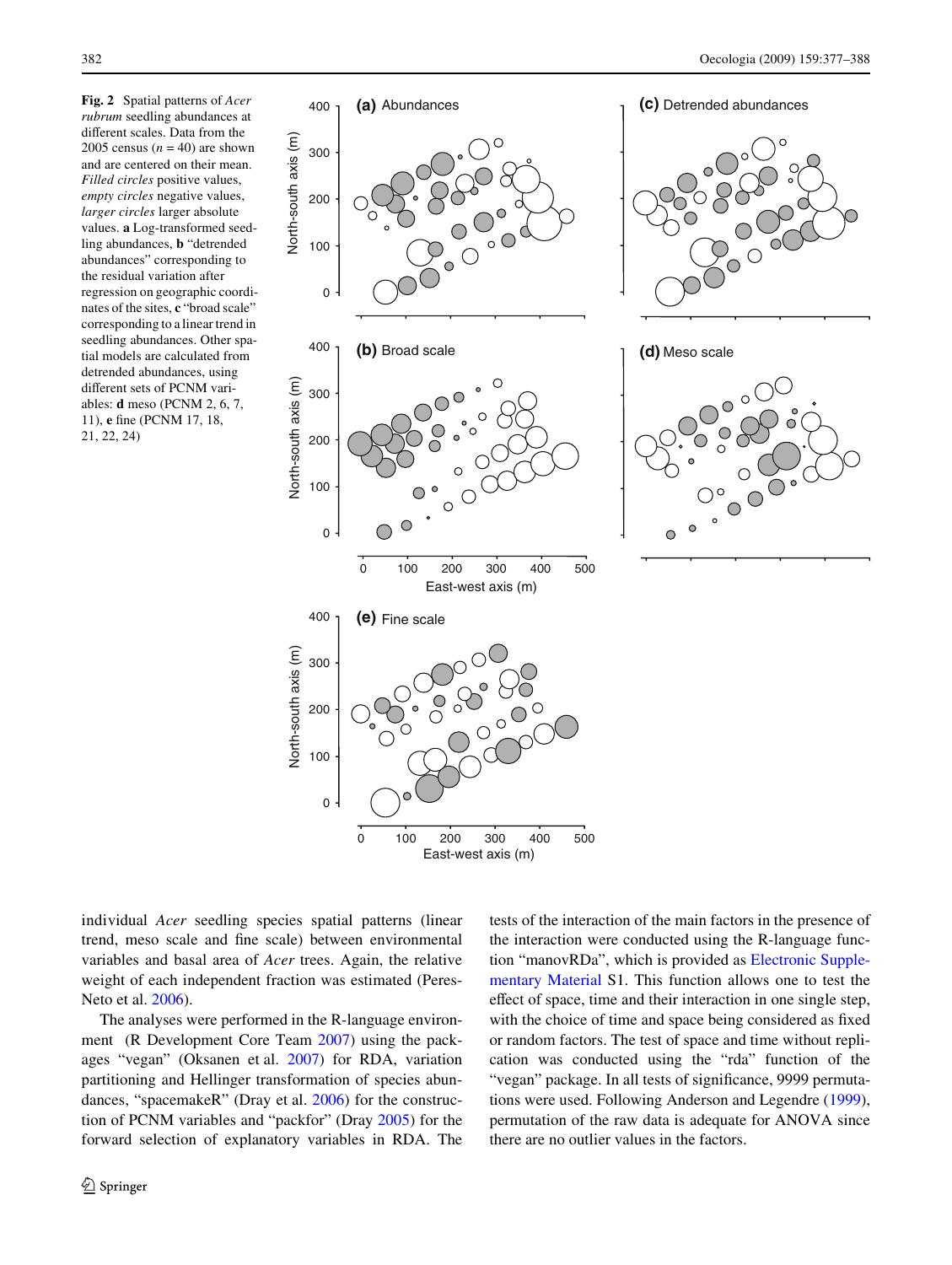**Fig. 2** Spatial patterns of *Acer rubrum* seedling abundances at different scales. Data from the 2005 census ($n = 40$) are shown and are centered on their mean. *Filled circles* positive values, *empty circles* negative values, *larger circles* larger absolute values. **a** Log-transformed seedling abundances, **b** "detrended abundances" corresponding to the residual variation after regression on geographic coordinates of the sites, **c** "broad scale" corresponding to a linear trend in seedling abundances. Other spatial models are calculated from detrended abundances, using different sets of PCNM variables: **d** meso (PCNM 2, 6, 7, 11), **e** fine (PCNM 17, 18, 21, 22, 24)

individual *Acer* seedling species spatial patterns (linear trend, meso scale and fine scale) between environmental variables and basal area of *Acer* trees. Again, the relative weight of each independent fraction was estimated (Peres-Neto et al. 2006).

The analyses were performed in the R-language environment (R Development Core Team 2007) using the packages "vegan" (Oksanen et al. 2007) for RDA, variation partitioning and Hellinger transformation of species abundances, "spacemakeR" (Dray et al. 2006) for the construction of PCNM variables and "packfor" (Dray 2005) for the forward selection of explanatory variables in RDA. The tests of the interaction of the main factors in the presence of the interaction were conducted using the R-language function "manovRDa", which is provided as Electronic Supplementary Material S1. This function allows one to test the effect of space, time and their interaction in one single step, with the choice of time and space being considered as fixed or random factors. The test of space and time without replication was conducted using the "rda" function of the "vegan" package. In all tests of significance, 9999 permutations were used. Following Anderson and Legendre (1999), permutation of the raw data is adequate for ANOVA since there are no outlier values in the factors.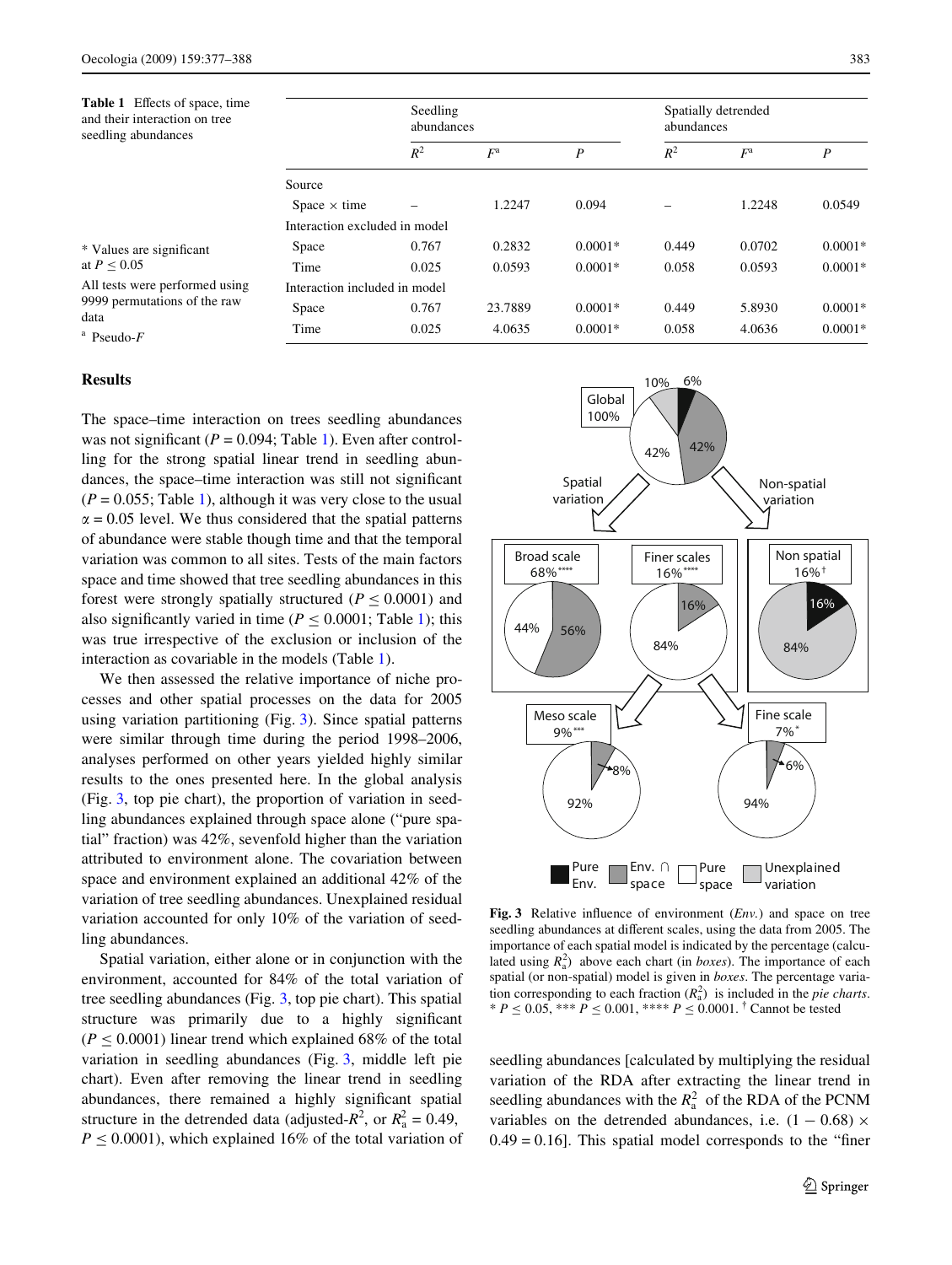**Table 1** Effects of space, time and their interaction on tree seedling abundances

| | Seedling abundances | | | Spatially detrended abundances | | |
|---|---|---|---|---|---|---|
| | $R^2$ | $F$[a] | $P$ | $R^2$ | $F$[a] | $P$ |
| Source | | | | | | |
| Space × time | – | 1.2247 | 0.094 | – | 1.2248 | 0.0549 |
| Interaction excluded in model | | | | | | |
| Space | 0.767 | 0.2832 | 0.0001* | 0.449 | 0.0702 | 0.0001* |
| Time | 0.025 | 0.0593 | 0.0001* | 0.058 | 0.0593 | 0.0001* |
| Interaction included in model | | | | | | |
| Space | 0.767 | 23.7889 | 0.0001* | 0.449 | 5.8930 | 0.0001* |
| Time | 0.025 | 4.0635 | 0.0001* | 0.058 | 4.0636 | 0.0001* |

* Values are significant at $P \leq 0.05$

All tests were performed using 9999 permutations of the raw data

[a] Pseudo-$F$

## Results

The space–time interaction on trees seedling abundances was not significant ($P = 0.094$; Table 1). Even after controlling for the strong spatial linear trend in seedling abundances, the space–time interaction was still not significant ($P = 0.055$; Table 1), although it was very close to the usual $\alpha = 0.05$ level. We thus considered that the spatial patterns of abundance were stable though time and that the temporal variation was common to all sites. Tests of the main factors space and time showed that tree seedling abundances in this forest were strongly spatially structured ($P \leq 0.0001$) and also significantly varied in time ($P \leq 0.0001$; Table 1); this was true irrespective of the exclusion or inclusion of the interaction as covariable in the models (Table 1).

We then assessed the relative importance of niche processes and other spatial processes on the data for 2005 using variation partitioning (Fig. 3). Since spatial patterns were similar through time during the period 1998–2006, analyses performed on other years yielded highly similar results to the ones presented here. In the global analysis (Fig. 3, top pie chart), the proportion of variation in seedling abundances explained through space alone ("pure spatial" fraction) was 42%, sevenfold higher than the variation attributed to environment alone. The covariation between space and environment explained an additional 42% of the variation of tree seedling abundances. Unexplained residual variation accounted for only 10% of the variation of seedling abundances.

Spatial variation, either alone or in conjunction with the environment, accounted for 84% of the total variation of tree seedling abundances (Fig. 3, top pie chart). This spatial structure was primarily due to a highly significant ($P \leq 0.0001$) linear trend which explained 68% of the total variation in seedling abundances (Fig. 3, middle left pie chart). Even after removing the linear trend in seedling abundances, there remained a highly significant spatial structure in the detrended data (adjusted-$R^2$, or $R^2_a = 0.49$, $P \leq 0.0001$), which explained 16% of the total variation of seedling abundances [calculated by multiplying the residual variation of the RDA after extracting the linear trend in seedling abundances with the $R^2_a$ of the RDA of the PCNM variables on the detrended abundances, i.e. $(1 - 0.68) \times 0.49 = 0.16$]. This spatial model corresponds to the "finer

**Fig. 3** Relative influence of environment (*Env.*) and space on tree seedling abundances at different scales, using the data from 2005. The importance of each spatial model is indicated by the percentage (calculated using $R^2_a$) above each chart (in *boxes*). The importance of each spatial (or non-spatial) model is given in *boxes*. The percentage variation corresponding to each fraction ($R^2_a$) is included in the *pie charts*. * $P \leq 0.05$, *** $P \leq 0.001$, **** $P \leq 0.0001$. † Cannot be tested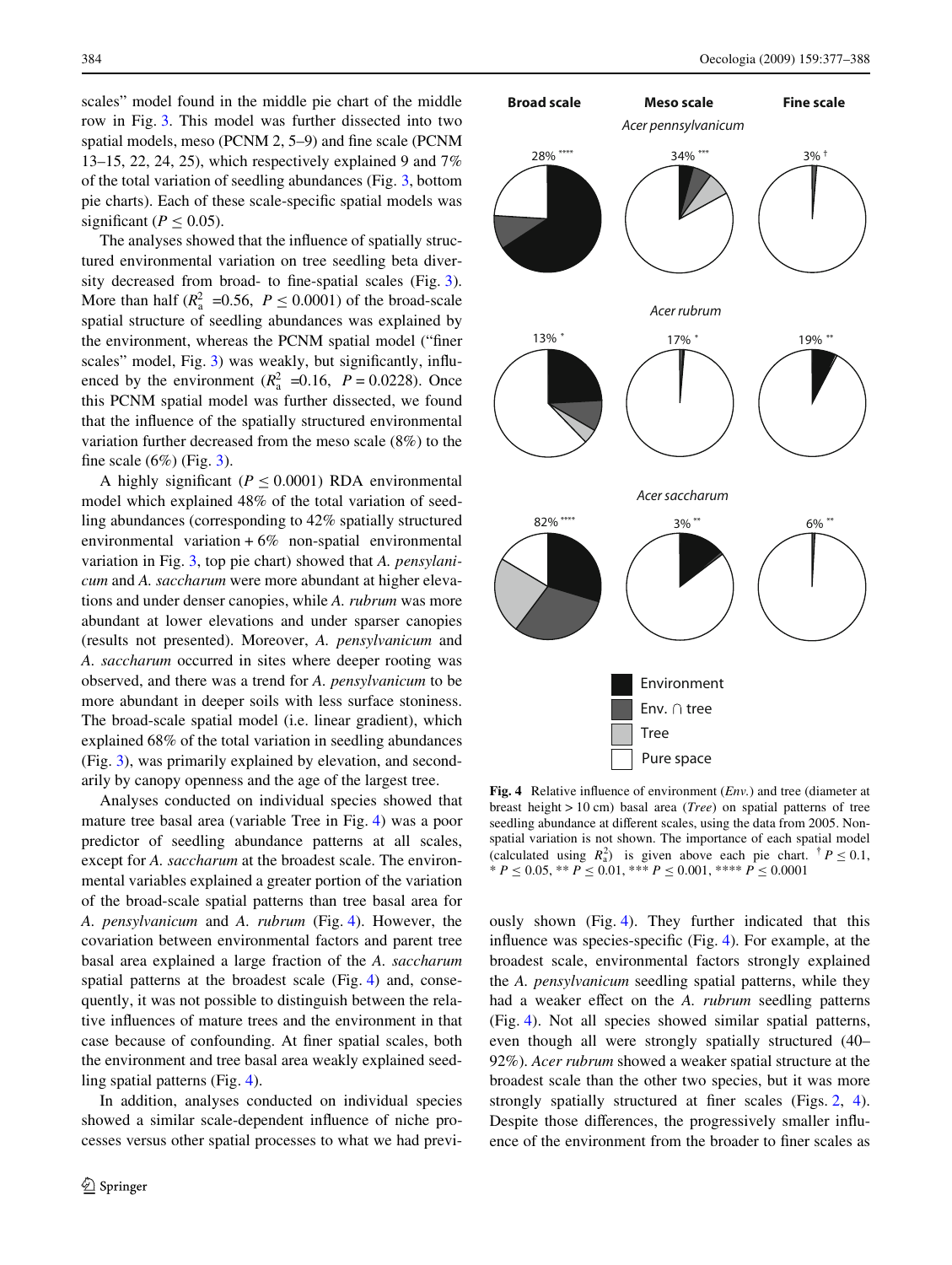scales" model found in the middle pie chart of the middle row in Fig. 3. This model was further dissected into two spatial models, meso (PCNM 2, 5–9) and fine scale (PCNM 13–15, 22, 24, 25), which respectively explained 9 and 7% of the total variation of seedling abundances (Fig. 3, bottom pie charts). Each of these scale-specific spatial models was significant ($P \leq 0.05$).

The analyses showed that the influence of spatially structured environmental variation on tree seedling beta diversity decreased from broad- to fine-spatial scales (Fig. 3). More than half ($R^2_a$ =0.56, $P \leq 0.0001$) of the broad-scale spatial structure of seedling abundances was explained by the environment, whereas the PCNM spatial model ("finer scales" model, Fig. 3) was weakly, but significantly, influenced by the environment ($R^2_a$ =0.16, $P = 0.0228$). Once this PCNM spatial model was further dissected, we found that the influence of the spatially structured environmental variation further decreased from the meso scale (8%) to the fine scale (6%) (Fig. 3).

A highly significant ($P \leq 0.0001$) RDA environmental model which explained 48% of the total variation of seedling abundances (corresponding to 42% spatially structured environmental variation + 6% non-spatial environmental variation in Fig. 3, top pie chart) showed that *A. pensylanicum* and *A. saccharum* were more abundant at higher elevations and under denser canopies, while *A. rubrum* was more abundant at lower elevations and under sparser canopies (results not presented). Moreover, *A. pensylvanicum* and *A. saccharum* occurred in sites where deeper rooting was observed, and there was a trend for *A. pensylvanicum* to be more abundant in deeper soils with less surface stoniness. The broad-scale spatial model (i.e. linear gradient), which explained 68% of the total variation in seedling abundances (Fig. 3), was primarily explained by elevation, and secondarily by canopy openness and the age of the largest tree.

Analyses conducted on individual species showed that mature tree basal area (variable Tree in Fig. 4) was a poor predictor of seedling abundance patterns at all scales, except for *A. saccharum* at the broadest scale. The environmental variables explained a greater portion of the variation of the broad-scale spatial patterns than tree basal area for *A. pensylvanicum* and *A. rubrum* (Fig. 4). However, the covariation between environmental factors and parent tree basal area explained a large fraction of the *A. saccharum* spatial patterns at the broadest scale (Fig. 4) and, consequently, it was not possible to distinguish between the relative influences of mature trees and the environment in that case because of confounding. At finer spatial scales, both the environment and tree basal area weakly explained seedling spatial patterns (Fig. 4).

In addition, analyses conducted on individual species showed a similar scale-dependent influence of niche processes versus other spatial processes to what we had previously shown (Fig. 4). They further indicated that this influence was species-specific (Fig. 4). For example, at the broadest scale, environmental factors strongly explained the *A. pensylvanicum* seedling spatial patterns, while they had a weaker effect on the *A. rubrum* seedling patterns (Fig. 4). Not all species showed similar spatial patterns, even though all were strongly spatially structured (40–92%). *Acer rubrum* showed a weaker spatial structure at the broadest scale than the other two species, but it was more strongly spatially structured at finer scales (Figs. 2, 4). Despite those differences, the progressively smaller influence of the environment from the broader to finer scales as

**Fig. 4** Relative influence of environment (*Env.*) and tree (diameter at breast height > 10 cm) basal area (*Tree*) on spatial patterns of tree seedling abundance at different scales, using the data from 2005. Non-spatial variation is not shown. The importance of each spatial model (calculated using $R^2_a$) is given above each pie chart. [†] $P \leq 0.1$, * $P \leq 0.05$, ** $P \leq 0.01$, *** $P \leq 0.001$, **** $P \leq 0.0001$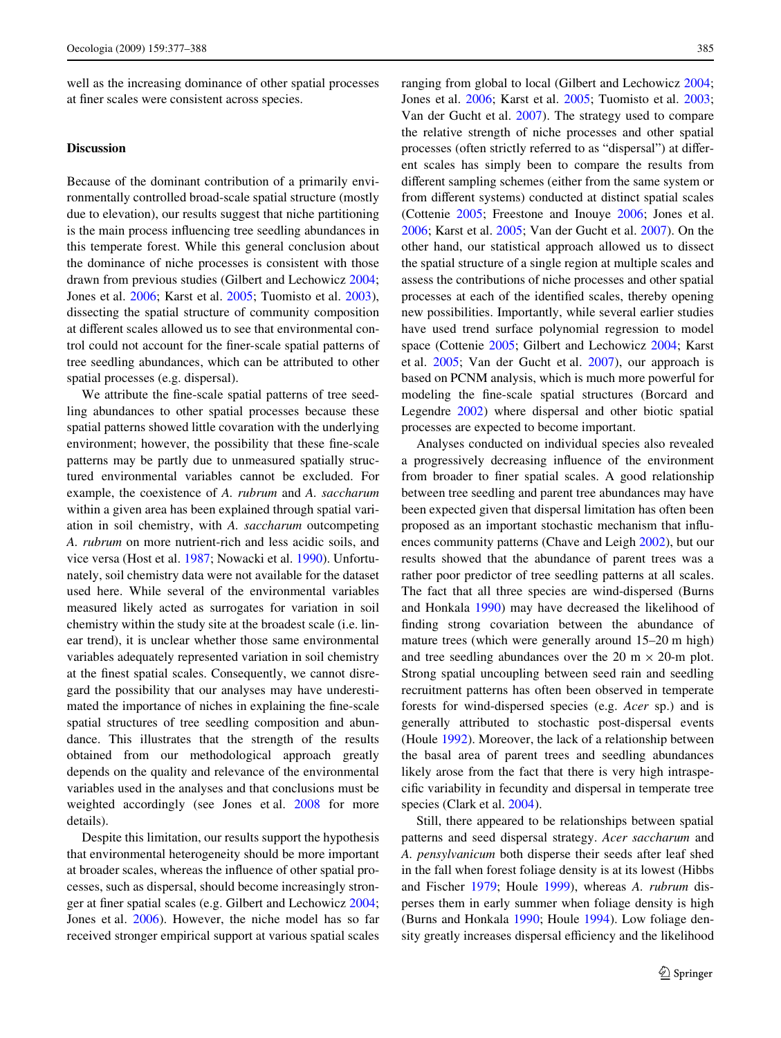well as the increasing dominance of other spatial processes at finer scales were consistent across species.

## Discussion

Because of the dominant contribution of a primarily environmentally controlled broad-scale spatial structure (mostly due to elevation), our results suggest that niche partitioning is the main process influencing tree seedling abundances in this temperate forest. While this general conclusion about the dominance of niche processes is consistent with those drawn from previous studies (Gilbert and Lechowicz 2004; Jones et al. 2006; Karst et al. 2005; Tuomisto et al. 2003), dissecting the spatial structure of community composition at different scales allowed us to see that environmental control could not account for the finer-scale spatial patterns of tree seedling abundances, which can be attributed to other spatial processes (e.g. dispersal).

We attribute the fine-scale spatial patterns of tree seedling abundances to other spatial processes because these spatial patterns showed little covaration with the underlying environment; however, the possibility that these fine-scale patterns may be partly due to unmeasured spatially structured environmental variables cannot be excluded. For example, the coexistence of *A. rubrum* and *A. saccharum* within a given area has been explained through spatial variation in soil chemistry, with *A. saccharum* outcompeting *A. rubrum* on more nutrient-rich and less acidic soils, and vice versa (Host et al. 1987; Nowacki et al. 1990). Unfortunately, soil chemistry data were not available for the dataset used here. While several of the environmental variables measured likely acted as surrogates for variation in soil chemistry within the study site at the broadest scale (i.e. linear trend), it is unclear whether those same environmental variables adequately represented variation in soil chemistry at the finest spatial scales. Consequently, we cannot disregard the possibility that our analyses may have underestimated the importance of niches in explaining the fine-scale spatial structures of tree seedling composition and abundance. This illustrates that the strength of the results obtained from our methodological approach greatly depends on the quality and relevance of the environmental variables used in the analyses and that conclusions must be weighted accordingly (see Jones et al. 2008 for more details).

Despite this limitation, our results support the hypothesis that environmental heterogeneity should be more important at broader scales, whereas the influence of other spatial processes, such as dispersal, should become increasingly stronger at finer spatial scales (e.g. Gilbert and Lechowicz 2004; Jones et al. 2006). However, the niche model has so far received stronger empirical support at various spatial scales ranging from global to local (Gilbert and Lechowicz 2004; Jones et al. 2006; Karst et al. 2005; Tuomisto et al. 2003; Van der Gucht et al. 2007). The strategy used to compare the relative strength of niche processes and other spatial processes (often strictly referred to as "dispersal") at different scales has simply been to compare the results from different sampling schemes (either from the same system or from different systems) conducted at distinct spatial scales (Cottenie 2005; Freestone and Inouye 2006; Jones et al. 2006; Karst et al. 2005; Van der Gucht et al. 2007). On the other hand, our statistical approach allowed us to dissect the spatial structure of a single region at multiple scales and assess the contributions of niche processes and other spatial processes at each of the identified scales, thereby opening new possibilities. Importantly, while several earlier studies have used trend surface polynomial regression to model space (Cottenie 2005; Gilbert and Lechowicz 2004; Karst et al. 2005; Van der Gucht et al. 2007), our approach is based on PCNM analysis, which is much more powerful for modeling the fine-scale spatial structures (Borcard and Legendre 2002) where dispersal and other biotic spatial processes are expected to become important.

Analyses conducted on individual species also revealed a progressively decreasing influence of the environment from broader to finer spatial scales. A good relationship between tree seedling and parent tree abundances may have been expected given that dispersal limitation has often been proposed as an important stochastic mechanism that influences community patterns (Chave and Leigh 2002), but our results showed that the abundance of parent trees was a rather poor predictor of tree seedling patterns at all scales. The fact that all three species are wind-dispersed (Burns and Honkala 1990) may have decreased the likelihood of finding strong covariation between the abundance of mature trees (which were generally around 15–20 m high) and tree seedling abundances over the 20 m × 20-m plot. Strong spatial uncoupling between seed rain and seedling recruitment patterns has often been observed in temperate forests for wind-dispersed species (e.g. *Acer* sp.) and is generally attributed to stochastic post-dispersal events (Houle 1992). Moreover, the lack of a relationship between the basal area of parent trees and seedling abundances likely arose from the fact that there is very high intraspecific variability in fecundity and dispersal in temperate tree species (Clark et al. 2004).

Still, there appeared to be relationships between spatial patterns and seed dispersal strategy. *Acer saccharum* and *A. pensylvanicum* both disperse their seeds after leaf shed in the fall when forest foliage density is at its lowest (Hibbs and Fischer 1979; Houle 1999), whereas *A. rubrum* disperses them in early summer when foliage density is high (Burns and Honkala 1990; Houle 1994). Low foliage density greatly increases dispersal efficiency and the likelihood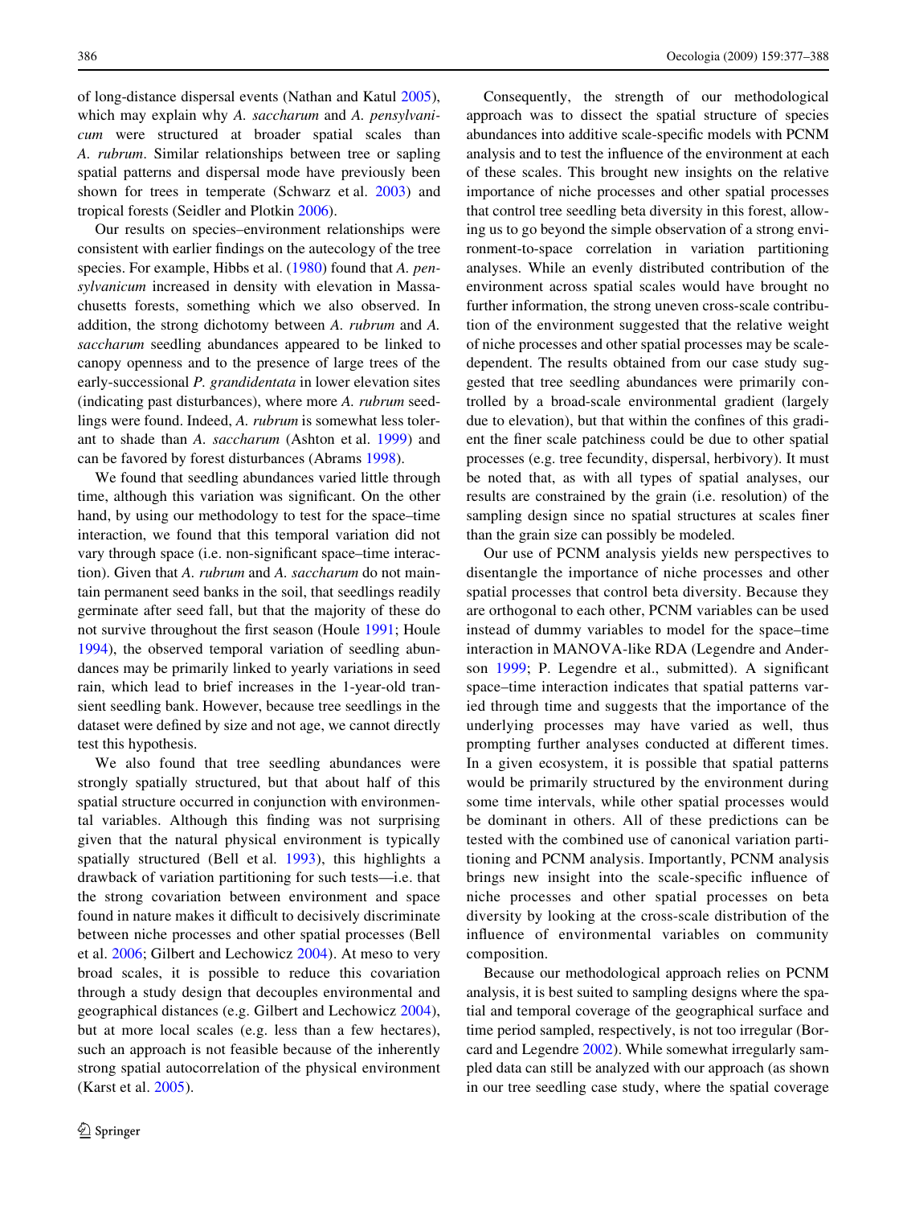of long-distance dispersal events (Nathan and Katul 2005), which may explain why *A. saccharum* and *A. pensylvanicum* were structured at broader spatial scales than *A. rubrum*. Similar relationships between tree or sapling spatial patterns and dispersal mode have previously been shown for trees in temperate (Schwarz et al. 2003) and tropical forests (Seidler and Plotkin 2006).

Our results on species–environment relationships were consistent with earlier findings on the autecology of the tree species. For example, Hibbs et al. (1980) found that *A. pensylvanicum* increased in density with elevation in Massachusetts forests, something which we also observed. In addition, the strong dichotomy between *A. rubrum* and *A. saccharum* seedling abundances appeared to be linked to canopy openness and to the presence of large trees of the early-successional *P. grandidentata* in lower elevation sites (indicating past disturbances), where more *A. rubrum* seedlings were found. Indeed, *A. rubrum* is somewhat less tolerant to shade than *A. saccharum* (Ashton et al. 1999) and can be favored by forest disturbances (Abrams 1998).

We found that seedling abundances varied little through time, although this variation was significant. On the other hand, by using our methodology to test for the space–time interaction, we found that this temporal variation did not vary through space (i.e. non-significant space–time interaction). Given that *A. rubrum* and *A. saccharum* do not maintain permanent seed banks in the soil, that seedlings readily germinate after seed fall, but that the majority of these do not survive throughout the first season (Houle 1991; Houle 1994), the observed temporal variation of seedling abundances may be primarily linked to yearly variations in seed rain, which lead to brief increases in the 1-year-old transient seedling bank. However, because tree seedlings in the dataset were defined by size and not age, we cannot directly test this hypothesis.

We also found that tree seedling abundances were strongly spatially structured, but that about half of this spatial structure occurred in conjunction with environmental variables. Although this finding was not surprising given that the natural physical environment is typically spatially structured (Bell et al. 1993), this highlights a drawback of variation partitioning for such tests—i.e. that the strong covariation between environment and space found in nature makes it difficult to decisively discriminate between niche processes and other spatial processes (Bell et al. 2006; Gilbert and Lechowicz 2004). At meso to very broad scales, it is possible to reduce this covariation through a study design that decouples environmental and geographical distances (e.g. Gilbert and Lechowicz 2004), but at more local scales (e.g. less than a few hectares), such an approach is not feasible because of the inherently strong spatial autocorrelation of the physical environment (Karst et al. 2005).

Consequently, the strength of our methodological approach was to dissect the spatial structure of species abundances into additive scale-specific models with PCNM analysis and to test the influence of the environment at each of these scales. This brought new insights on the relative importance of niche processes and other spatial processes that control tree seedling beta diversity in this forest, allowing us to go beyond the simple observation of a strong environment-to-space correlation in variation partitioning analyses. While an evenly distributed contribution of the environment across spatial scales would have brought no further information, the strong uneven cross-scale contribution of the environment suggested that the relative weight of niche processes and other spatial processes may be scale-dependent. The results obtained from our case study suggested that tree seedling abundances were primarily controlled by a broad-scale environmental gradient (largely due to elevation), but that within the confines of this gradient the finer scale patchiness could be due to other spatial processes (e.g. tree fecundity, dispersal, herbivory). It must be noted that, as with all types of spatial analyses, our results are constrained by the grain (i.e. resolution) of the sampling design since no spatial structures at scales finer than the grain size can possibly be modeled.

Our use of PCNM analysis yields new perspectives to disentangle the importance of niche processes and other spatial processes that control beta diversity. Because they are orthogonal to each other, PCNM variables can be used instead of dummy variables to model for the space–time interaction in MANOVA-like RDA (Legendre and Anderson 1999; P. Legendre et al., submitted). A significant space–time interaction indicates that spatial patterns varied through time and suggests that the importance of the underlying processes may have varied as well, thus prompting further analyses conducted at different times. In a given ecosystem, it is possible that spatial patterns would be primarily structured by the environment during some time intervals, while other spatial processes would be dominant in others. All of these predictions can be tested with the combined use of canonical variation partitioning and PCNM analysis. Importantly, PCNM analysis brings new insight into the scale-specific influence of niche processes and other spatial processes on beta diversity by looking at the cross-scale distribution of the influence of environmental variables on community composition.

Because our methodological approach relies on PCNM analysis, it is best suited to sampling designs where the spatial and temporal coverage of the geographical surface and time period sampled, respectively, is not too irregular (Borcard and Legendre 2002). While somewhat irregularly sampled data can still be analyzed with our approach (as shown in our tree seedling case study, where the spatial coverage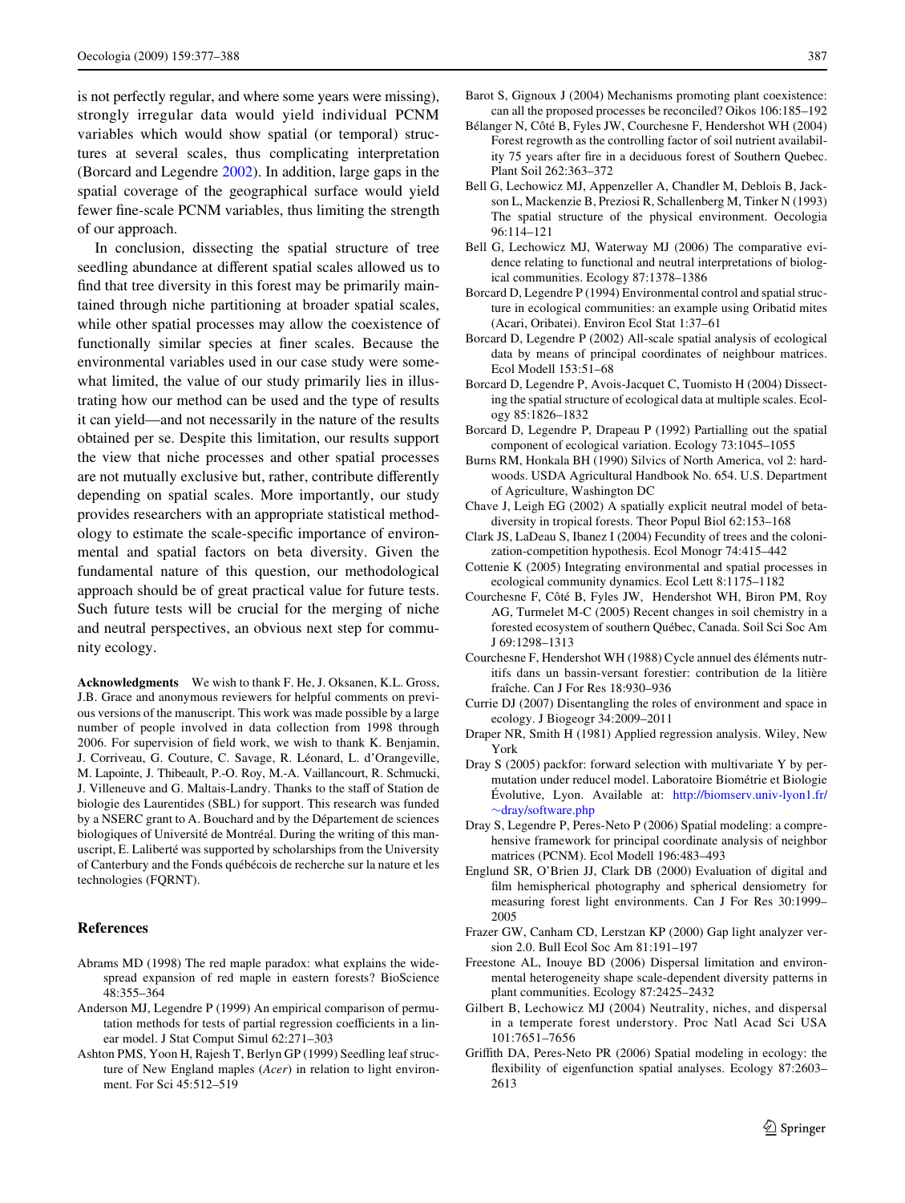is not perfectly regular, and where some years were missing), strongly irregular data would yield individual PCNM variables which would show spatial (or temporal) structures at several scales, thus complicating interpretation (Borcard and Legendre 2002). In addition, large gaps in the spatial coverage of the geographical surface would yield fewer fine-scale PCNM variables, thus limiting the strength of our approach.

In conclusion, dissecting the spatial structure of tree seedling abundance at different spatial scales allowed us to find that tree diversity in this forest may be primarily maintained through niche partitioning at broader spatial scales, while other spatial processes may allow the coexistence of functionally similar species at finer scales. Because the environmental variables used in our case study were somewhat limited, the value of our study primarily lies in illustrating how our method can be used and the type of results it can yield—and not necessarily in the nature of the results obtained per se. Despite this limitation, our results support the view that niche processes and other spatial processes are not mutually exclusive but, rather, contribute differently depending on spatial scales. More importantly, our study provides researchers with an appropriate statistical methodology to estimate the scale-specific importance of environmental and spatial factors on beta diversity. Given the fundamental nature of this question, our methodological approach should be of great practical value for future tests. Such future tests will be crucial for the merging of niche and neutral perspectives, an obvious next step for community ecology.

**Acknowledgments** We wish to thank F. He, J. Oksanen, K.L. Gross, J.B. Grace and anonymous reviewers for helpful comments on previous versions of the manuscript. This work was made possible by a large number of people involved in data collection from 1998 through 2006. For supervision of field work, we wish to thank K. Benjamin, J. Corriveau, G. Couture, C. Savage, R. Léonard, L. d'Orangeville, M. Lapointe, J. Thibeault, P.-O. Roy, M.-A. Vaillancourt, R. Schmucki, J. Villeneuve and G. Maltais-Landry. Thanks to the staff of Station de biologie des Laurentides (SBL) for support. This research was funded by a NSERC grant to A. Bouchard and by the Département de sciences biologiques of Université de Montréal. During the writing of this manuscript, E. Laliberté was supported by scholarships from the University of Canterbury and the Fonds québécois de recherche sur la nature et les technologies (FQRNT).

## References

Abrams MD (1998) The red maple paradox: what explains the widespread expansion of red maple in eastern forests? BioScience 48:355–364

Anderson MJ, Legendre P (1999) An empirical comparison of permutation methods for tests of partial regression coefficients in a linear model. J Stat Comput Simul 62:271–303

Ashton PMS, Yoon H, Rajesh T, Berlyn GP (1999) Seedling leaf structure of New England maples (*Acer*) in relation to light environment. For Sci 45:512–519

Barot S, Gignoux J (2004) Mechanisms promoting plant coexistence: can all the proposed processes be reconciled? Oikos 106:185–192

Bélanger N, Côté B, Fyles JW, Courchesne F, Hendershot WH (2004) Forest regrowth as the controlling factor of soil nutrient availability 75 years after fire in a deciduous forest of Southern Quebec. Plant Soil 262:363–372

Bell G, Lechowicz MJ, Appenzeller A, Chandler M, Deblois B, Jackson L, Mackenzie B, Preziosi R, Schallenberg M, Tinker N (1993) The spatial structure of the physical environment. Oecologia 96:114–121

Bell G, Lechowicz MJ, Waterway MJ (2006) The comparative evidence relating to functional and neutral interpretations of biological communities. Ecology 87:1378–1386

Borcard D, Legendre P (1994) Environmental control and spatial structure in ecological communities: an example using Oribatid mites (Acari, Oribatei). Environ Ecol Stat 1:37–61

Borcard D, Legendre P (2002) All-scale spatial analysis of ecological data by means of principal coordinates of neighbour matrices. Ecol Modell 153:51–68

Borcard D, Legendre P, Avois-Jacquet C, Tuomisto H (2004) Dissecting the spatial structure of ecological data at multiple scales. Ecology 85:1826–1832

Borcard D, Legendre P, Drapeau P (1992) Partialling out the spatial component of ecological variation. Ecology 73:1045–1055

Burns RM, Honkala BH (1990) Silvics of North America, vol 2: hardwoods. USDA Agricultural Handbook No. 654. U.S. Department of Agriculture, Washington DC

Chave J, Leigh EG (2002) A spatially explicit neutral model of beta-diversity in tropical forests. Theor Popul Biol 62:153–168

Clark JS, LaDeau S, Ibanez I (2004) Fecundity of trees and the colonization-competition hypothesis. Ecol Monogr 74:415–442

Cottenie K (2005) Integrating environmental and spatial processes in ecological community dynamics. Ecol Lett 8:1175–1182

Courchesne F, Côté B, Fyles JW, Hendershot WH, Biron PM, Roy AG, Turmelet M-C (2005) Recent changes in soil chemistry in a forested ecosystem of southern Québec, Canada. Soil Sci Soc Am J 69:1298–1313

Courchesne F, Hendershot WH (1988) Cycle annuel des éléments nutritifs dans un bassin-versant forestier: contribution de la litière fraîche. Can J For Res 18:930–936

Currie DJ (2007) Disentangling the roles of environment and space in ecology. J Biogeogr 34:2009–2011

Draper NR, Smith H (1981) Applied regression analysis. Wiley, New York

Dray S (2005) packfor: forward selection with multivariate Y by permutation under reducel model. Laboratoire Biométrie et Biologie Évolutive, Lyon. Available at: http://biomserv.univ-lyon1.fr/~dray/software.php

Dray S, Legendre P, Peres-Neto P (2006) Spatial modeling: a comprehensive framework for principal coordinate analysis of neighbor matrices (PCNM). Ecol Modell 196:483–493

Englund SR, O'Brien JJ, Clark DB (2000) Evaluation of digital and film hemispherical photography and spherical densiometry for measuring forest light environments. Can J For Res 30:1999–2005

Frazer GW, Canham CD, Lerstzan KP (2000) Gap light analyzer version 2.0. Bull Ecol Soc Am 81:191–197

Freestone AL, Inouye BD (2006) Dispersal limitation and environmental heterogeneity shape scale-dependent diversity patterns in plant communities. Ecology 87:2425–2432

Gilbert B, Lechowicz MJ (2004) Neutrality, niches, and dispersal in a temperate forest understory. Proc Natl Acad Sci USA 101:7651–7656

Griffith DA, Peres-Neto PR (2006) Spatial modeling in ecology: the flexibility of eigenfunction spatial analyses. Ecology 87:2603–2613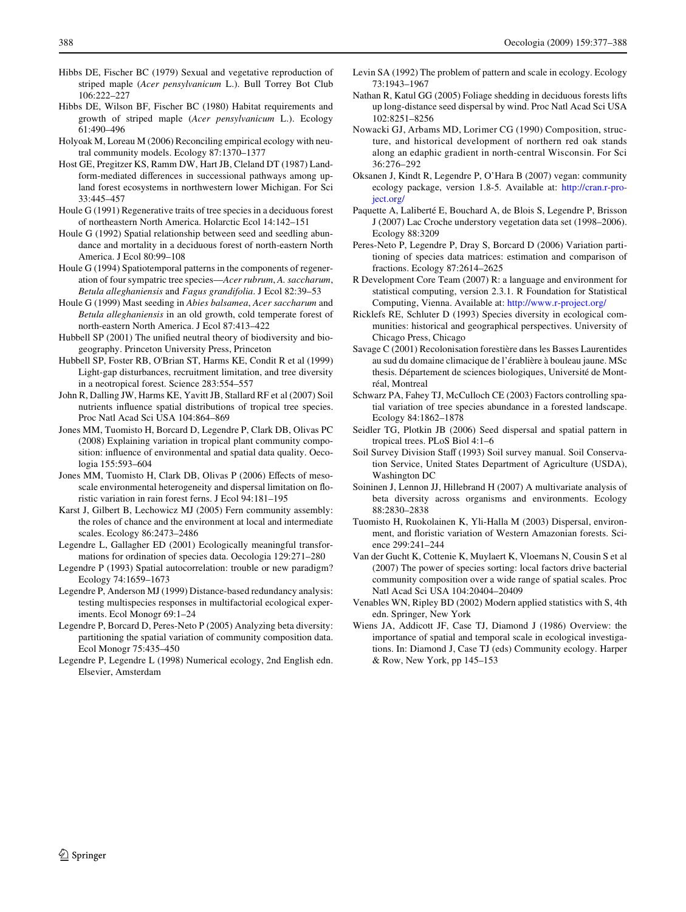Hibbs DE, Fischer BC (1979) Sexual and vegetative reproduction of striped maple (*Acer pensylvanicum* L.). Bull Torrey Bot Club 106:222–227

Hibbs DE, Wilson BF, Fischer BC (1980) Habitat requirements and growth of striped maple (*Acer pensylvanicum* L.). Ecology 61:490–496

Holyoak M, Loreau M (2006) Reconciling empirical ecology with neutral community models. Ecology 87:1370–1377

Host GE, Pregitzer KS, Ramm DW, Hart JB, Cleland DT (1987) Landform-mediated differences in successional pathways among upland forest ecosystems in northwestern lower Michigan. For Sci 33:445–457

Houle G (1991) Regenerative traits of tree species in a deciduous forest of northeastern North America. Holarctic Ecol 14:142–151

Houle G (1992) Spatial relationship between seed and seedling abundance and mortality in a deciduous forest of north-eastern North America. J Ecol 80:99–108

Houle G (1994) Spatiotemporal patterns in the components of regeneration of four sympatric tree species—*Acer rubrum*, *A. saccharum*, *Betula alleghaniensis* and *Fagus grandifolia*. J Ecol 82:39–53

Houle G (1999) Mast seeding in *Abies balsamea*, *Acer saccharum* and *Betula alleghaniensis* in an old growth, cold temperate forest of north-eastern North America. J Ecol 87:413–422

Hubbell SP (2001) The unified neutral theory of biodiversity and biogeography. Princeton University Press, Princeton

Hubbell SP, Foster RB, O'Brian ST, Harms KE, Condit R et al (1999) Light-gap disturbances, recruitment limitation, and tree diversity in a neotropical forest. Science 283:554–557

John R, Dalling JW, Harms KE, Yavitt JB, Stallard RF et al (2007) Soil nutrients influence spatial distributions of tropical tree species. Proc Natl Acad Sci USA 104:864–869

Jones MM, Tuomisto H, Borcard D, Legendre P, Clark DB, Olivas PC (2008) Explaining variation in tropical plant community composition: influence of environmental and spatial data quality. Oecologia 155:593–604

Jones MM, Tuomisto H, Clark DB, Olivas P (2006) Effects of mesoscale environmental heterogeneity and dispersal limitation on floristic variation in rain forest ferns. J Ecol 94:181–195

Karst J, Gilbert B, Lechowicz MJ (2005) Fern community assembly: the roles of chance and the environment at local and intermediate scales. Ecology 86:2473–2486

Legendre L, Gallagher ED (2001) Ecologically meaningful transformations for ordination of species data. Oecologia 129:271–280

Legendre P (1993) Spatial autocorrelation: trouble or new paradigm? Ecology 74:1659–1673

Legendre P, Anderson MJ (1999) Distance-based redundancy analysis: testing multispecies responses in multifactorial ecological experiments. Ecol Monogr 69:1–24

Legendre P, Borcard D, Peres-Neto P (2005) Analyzing beta diversity: partitioning the spatial variation of community composition data. Ecol Monogr 75:435–450

Legendre P, Legendre L (1998) Numerical ecology, 2nd English edn. Elsevier, Amsterdam

Levin SA (1992) The problem of pattern and scale in ecology. Ecology 73:1943–1967

Nathan R, Katul GG (2005) Foliage shedding in deciduous forests lifts up long-distance seed dispersal by wind. Proc Natl Acad Sci USA 102:8251–8256

Nowacki GJ, Arbams MD, Lorimer CG (1990) Composition, structure, and historical development of northern red oak stands along an edaphic gradient in north-central Wisconsin. For Sci 36:276–292

Oksanen J, Kindt R, Legendre P, O'Hara B (2007) vegan: community ecology package, version 1.8-5. Available at: http://cran.r-project.org/

Paquette A, Laliberté E, Bouchard A, de Blois S, Legendre P, Brisson J (2007) Lac Croche understory vegetation data set (1998–2006). Ecology 88:3209

Peres-Neto P, Legendre P, Dray S, Borcard D (2006) Variation partitioning of species data matrices: estimation and comparison of fractions. Ecology 87:2614–2625

R Development Core Team (2007) R: a language and environment for statistical computing, version 2.3.1. R Foundation for Statistical Computing, Vienna. Available at: http://www.r-project.org/

Ricklefs RE, Schluter D (1993) Species diversity in ecological communities: historical and geographical perspectives. University of Chicago Press, Chicago

Savage C (2001) Recolonisation forestière dans les Basses Laurentides au sud du domaine climacique de l'érablière à bouleau jaune. MSc thesis. Département de sciences biologiques, Université de Montréal, Montreal

Schwarz PA, Fahey TJ, McCulloch CE (2003) Factors controlling spatial variation of tree species abundance in a forested landscape. Ecology 84:1862–1878

Seidler TG, Plotkin JB (2006) Seed dispersal and spatial pattern in tropical trees. PLoS Biol 4:1–6

Soil Survey Division Staff (1993) Soil survey manual. Soil Conservation Service, United States Department of Agriculture (USDA), Washington DC

Soininen J, Lennon JJ, Hillebrand H (2007) A multivariate analysis of beta diversity across organisms and environments. Ecology 88:2830–2838

Tuomisto H, Ruokolainen K, Yli-Halla M (2003) Dispersal, environment, and floristic variation of Western Amazonian forests. Science 299:241–244

Van der Gucht K, Cottenie K, Muylaert K, Vloemans N, Cousin S et al (2007) The power of species sorting: local factors drive bacterial community composition over a wide range of spatial scales. Proc Natl Acad Sci USA 104:20404–20409

Venables WN, Ripley BD (2002) Modern applied statistics with S, 4th edn. Springer, New York

Wiens JA, Addicott JF, Case TJ, Diamond J (1986) Overview: the importance of spatial and temporal scale in ecological investigations. In: Diamond J, Case TJ (eds) Community ecology. Harper & Row, New York, pp 145–153